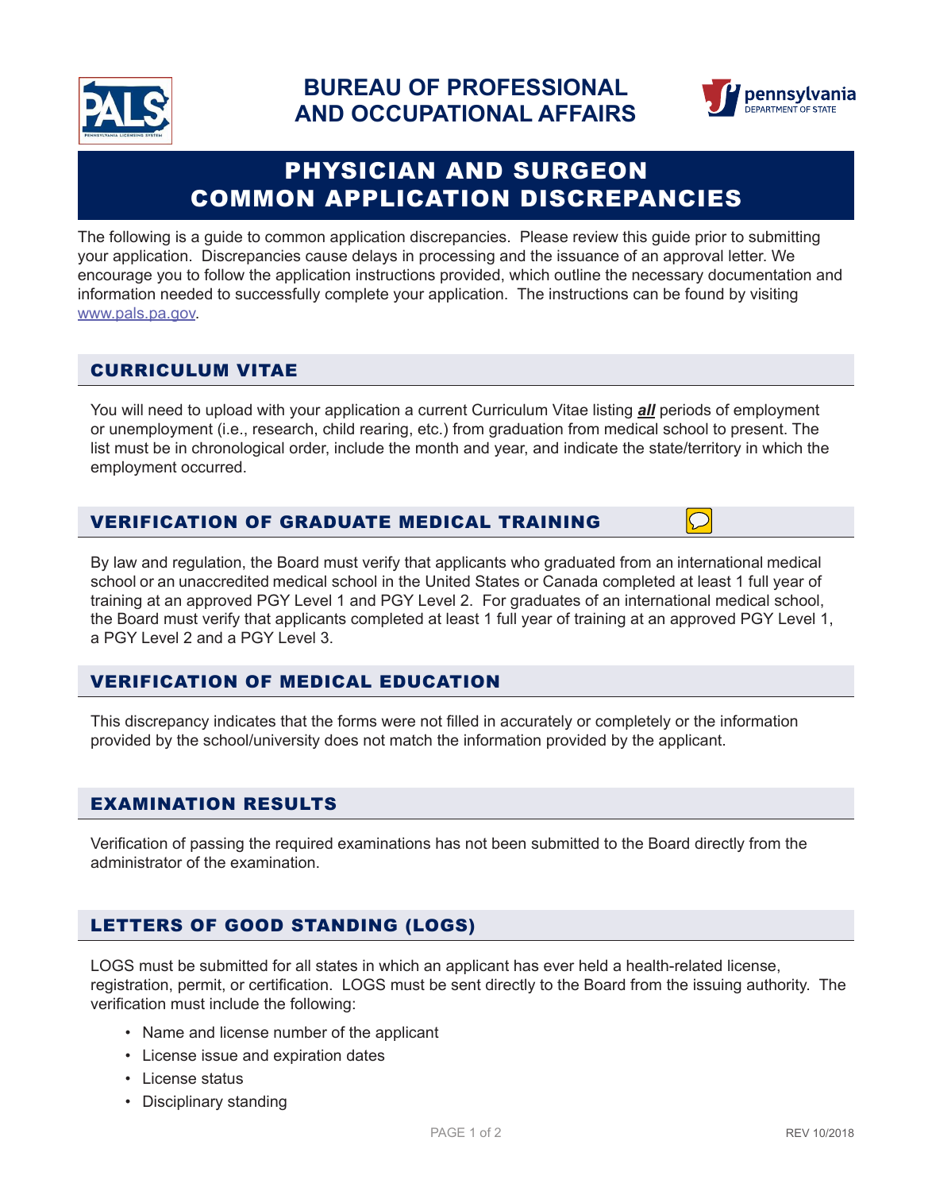# BUREAU OF PROFESSIONAL AND OCCUPATIONAL AFFAIRS

# PHYSICIAN AND SURGEON COMMON APPLICATION DISCREPANCIES

The following is a guide to common application discrepancies. Please review this guide prior to submitting your application. Discrepancies cause delays in processing and the issuance of an approval letter. We encourage you to follow the application instructions provided, which outline the necessary documentation and information needed to successfully complete your application. The instructions can be found by visiting www.pals.pa.gov.

## CURRICULUM VITAE

You will need to upload with your application a current Curriculum Vitae listing ***all*** periods of employment or unemployment (i.e., research, child rearing, etc.) from graduation from medical school to present. The list must be in chronological order, include the month and year, and indicate the state/territory in which the employment occurred.

## VERIFICATION OF GRADUATE MEDICAL TRAINING

By law and regulation, the Board must verify that applicants who graduated from an international medical school or an unaccredited medical school in the United States or Canada completed at least 1 full year of training at an approved PGY Level 1 and PGY Level 2. For graduates of an international medical school, the Board must verify that applicants completed at least 1 full year of training at an approved PGY Level 1, a PGY Level 2 and a PGY Level 3.

## VERIFICATION OF MEDICAL EDUCATION

This discrepancy indicates that the forms were not filled in accurately or completely or the information provided by the school/university does not match the information provided by the applicant.

## EXAMINATION RESULTS

Verification of passing the required examinations has not been submitted to the Board directly from the administrator of the examination.

## LETTERS OF GOOD STANDING (LOGS)

LOGS must be submitted for all states in which an applicant has ever held a health-related license, registration, permit, or certification. LOGS must be sent directly to the Board from the issuing authority. The verification must include the following:

- Name and license number of the applicant
- License issue and expiration dates
- License status
- Disciplinary standing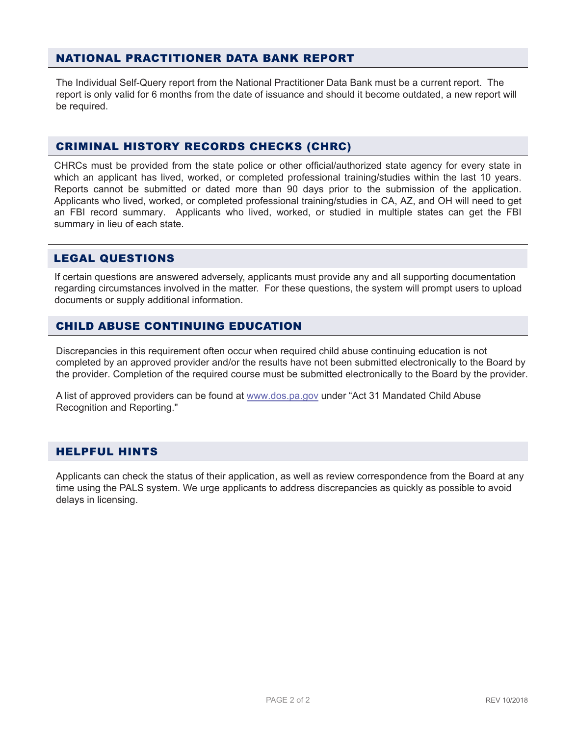## NATIONAL PRACTITIONER DATA BANK REPORT

The Individual Self-Query report from the National Practitioner Data Bank must be a current report. The report is only valid for 6 months from the date of issuance and should it become outdated, a new report will be required.

## CRIMINAL HISTORY RECORDS CHECKS (CHRC)

CHRCs must be provided from the state police or other official/authorized state agency for every state in which an applicant has lived, worked, or completed professional training/studies within the last 10 years. Reports cannot be submitted or dated more than 90 days prior to the submission of the application. Applicants who lived, worked, or completed professional training/studies in CA, AZ, and OH will need to get an FBI record summary. Applicants who lived, worked, or studied in multiple states can get the FBI summary in lieu of each state.

## LEGAL QUESTIONS

If certain questions are answered adversely, applicants must provide any and all supporting documentation regarding circumstances involved in the matter. For these questions, the system will prompt users to upload documents or supply additional information.

## CHILD ABUSE CONTINUING EDUCATION

Discrepancies in this requirement often occur when required child abuse continuing education is not completed by an approved provider and/or the results have not been submitted electronically to the Board by the provider. Completion of the required course must be submitted electronically to the Board by the provider.

A list of approved providers can be found at www.dos.pa.gov under "Act 31 Mandated Child Abuse Recognition and Reporting."

## HELPFUL HINTS

Applicants can check the status of their application, as well as review correspondence from the Board at any time using the PALS system. We urge applicants to address discrepancies as quickly as possible to avoid delays in licensing.

REV 10/2018